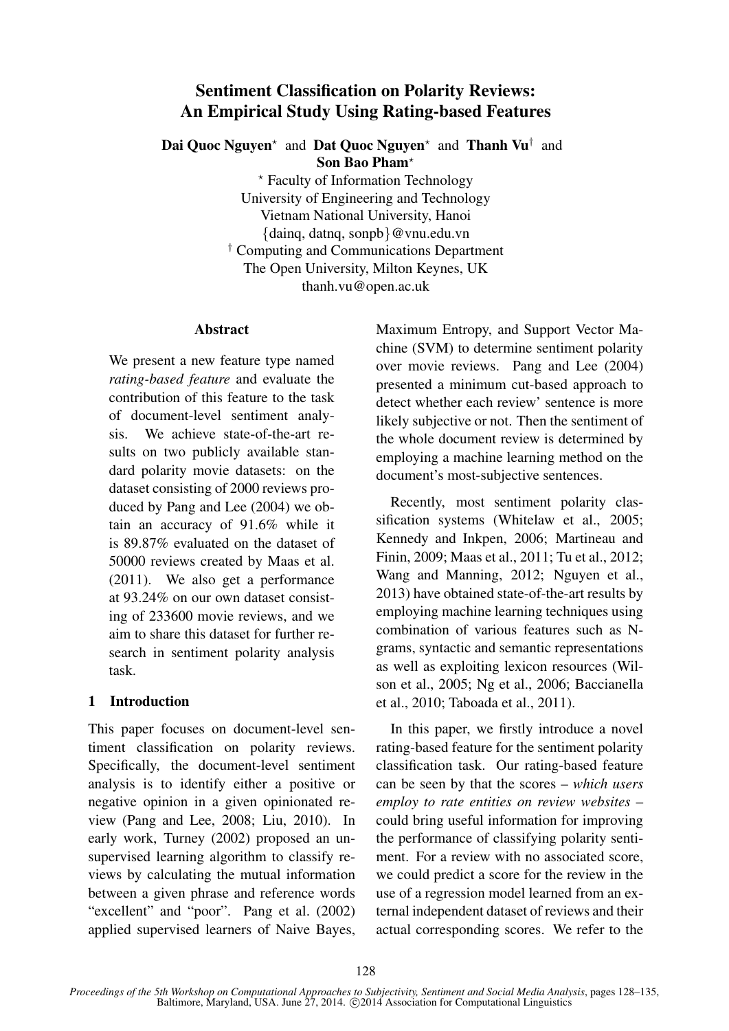# Sentiment Classification on Polarity Reviews: An Empirical Study Using Rating-based Features

**Dai Quoc Nguyen**[⋆] and **Dat Quoc Nguyen**[⋆] and **Thanh Vu**[†] and **Son Bao Pham**[⋆]

[⋆] Faculty of Information Technology
University of Engineering and Technology
Vietnam National University, Hanoi
{dainq, datnq, sonpb}@vnu.edu.vn

[†] Computing and Communications Department
The Open University, Milton Keynes, UK
thanh.vu@open.ac.uk

## Abstract

We present a new feature type named *rating-based feature* and evaluate the contribution of this feature to the task of document-level sentiment analysis. We achieve state-of-the-art results on two publicly available standard polarity movie datasets: on the dataset consisting of 2000 reviews produced by Pang and Lee (2004) we obtain an accuracy of 91.6% while it is 89.87% evaluated on the dataset of 50000 reviews created by Maas et al. (2011). We also get a performance at 93.24% on our own dataset consisting of 233600 movie reviews, and we aim to share this dataset for further research in sentiment polarity analysis task.

## 1 Introduction

This paper focuses on document-level sentiment classification on polarity reviews. Specifically, the document-level sentiment analysis is to identify either a positive or negative opinion in a given opinionated review (Pang and Lee, 2008; Liu, 2010). In early work, Turney (2002) proposed an unsupervised learning algorithm to classify reviews by calculating the mutual information between a given phrase and reference words "excellent" and "poor". Pang et al. (2002) applied supervised learners of Naive Bayes, Maximum Entropy, and Support Vector Machine (SVM) to determine sentiment polarity over movie reviews. Pang and Lee (2004) presented a minimum cut-based approach to detect whether each review' sentence is more likely subjective or not. Then the sentiment of the whole document review is determined by employing a machine learning method on the document's most-subjective sentences.

Recently, most sentiment polarity classification systems (Whitelaw et al., 2005; Kennedy and Inkpen, 2006; Martineau and Finin, 2009; Maas et al., 2011; Tu et al., 2012; Wang and Manning, 2012; Nguyen et al., 2013) have obtained state-of-the-art results by employing machine learning techniques using combination of various features such as N-grams, syntactic and semantic representations as well as exploiting lexicon resources (Wilson et al., 2005; Ng et al., 2006; Baccianella et al., 2010; Taboada et al., 2011).

In this paper, we firstly introduce a novel rating-based feature for the sentiment polarity classification task. Our rating-based feature can be seen by that the scores – *which users employ to rate entities on review websites* – could bring useful information for improving the performance of classifying polarity sentiment. For a review with no associated score, we could predict a score for the review in the use of a regression model learned from an external independent dataset of reviews and their actual corresponding scores. We refer to the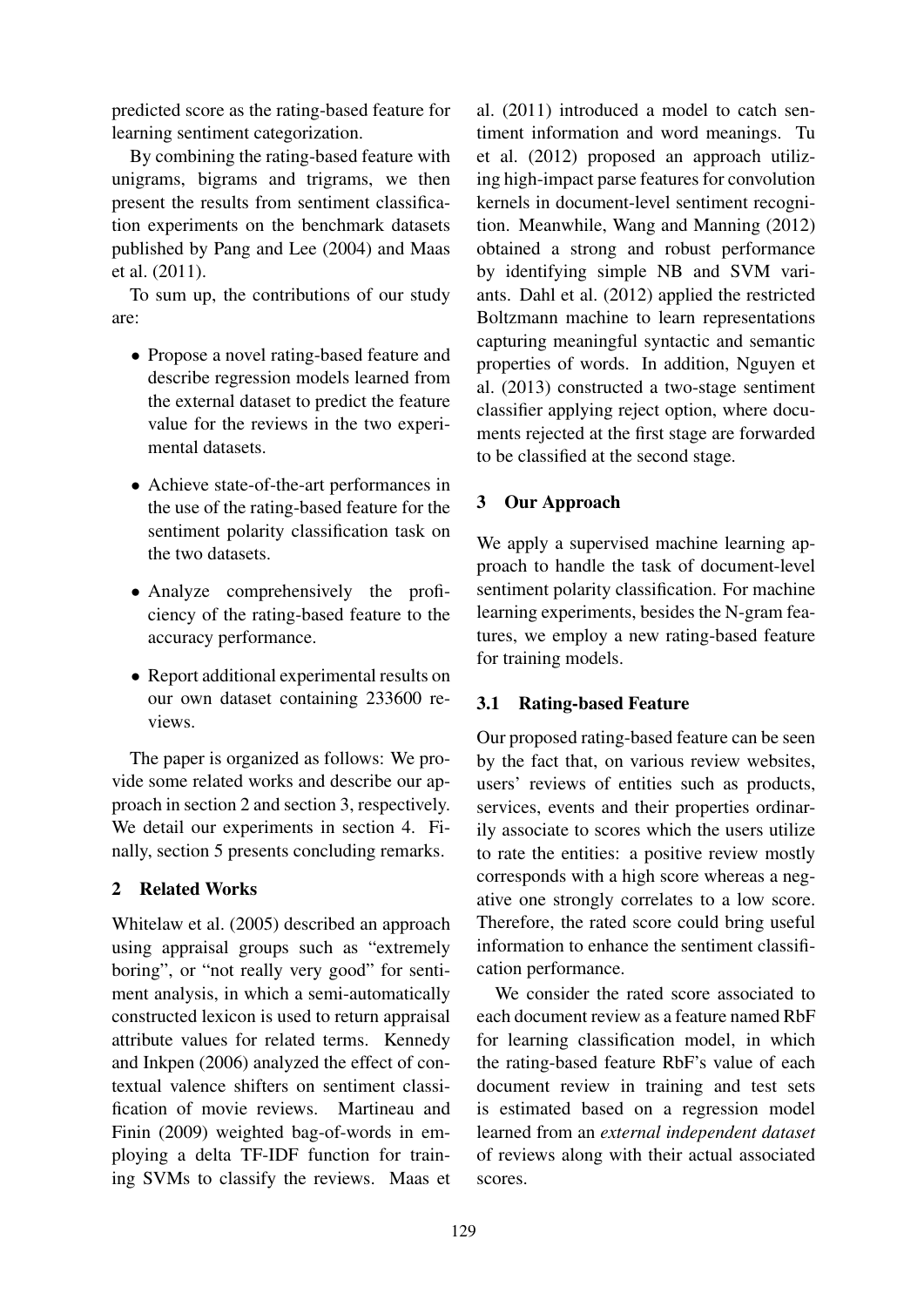predicted score as the rating-based feature for learning sentiment categorization.

By combining the rating-based feature with unigrams, bigrams and trigrams, we then present the results from sentiment classification experiments on the benchmark datasets published by Pang and Lee (2004) and Maas et al. (2011).

To sum up, the contributions of our study are:

- Propose a novel rating-based feature and describe regression models learned from the external dataset to predict the feature value for the reviews in the two experimental datasets.
- Achieve state-of-the-art performances in the use of the rating-based feature for the sentiment polarity classification task on the two datasets.
- Analyze comprehensively the proficiency of the rating-based feature to the accuracy performance.
- Report additional experimental results on our own dataset containing 233600 reviews.

The paper is organized as follows: We provide some related works and describe our approach in section 2 and section 3, respectively. We detail our experiments in section 4. Finally, section 5 presents concluding remarks.

## 2 Related Works

Whitelaw et al. (2005) described an approach using appraisal groups such as "extremely boring", or "not really very good" for sentiment analysis, in which a semi-automatically constructed lexicon is used to return appraisal attribute values for related terms. Kennedy and Inkpen (2006) analyzed the effect of contextual valence shifters on sentiment classification of movie reviews. Martineau and Finin (2009) weighted bag-of-words in employing a delta TF-IDF function for training SVMs to classify the reviews. Maas et al. (2011) introduced a model to catch sentiment information and word meanings. Tu et al. (2012) proposed an approach utilizing high-impact parse features for convolution kernels in document-level sentiment recognition. Meanwhile, Wang and Manning (2012) obtained a strong and robust performance by identifying simple NB and SVM variants. Dahl et al. (2012) applied the restricted Boltzmann machine to learn representations capturing meaningful syntactic and semantic properties of words. In addition, Nguyen et al. (2013) constructed a two-stage sentiment classifier applying reject option, where documents rejected at the first stage are forwarded to be classified at the second stage.

## 3 Our Approach

We apply a supervised machine learning approach to handle the task of document-level sentiment polarity classification. For machine learning experiments, besides the N-gram features, we employ a new rating-based feature for training models.

### 3.1 Rating-based Feature

Our proposed rating-based feature can be seen by the fact that, on various review websites, users' reviews of entities such as products, services, events and their properties ordinarily associate to scores which the users utilize to rate the entities: a positive review mostly corresponds with a high score whereas a negative one strongly correlates to a low score. Therefore, the rated score could bring useful information to enhance the sentiment classification performance.

We consider the rated score associated to each document review as a feature named RbF for learning classification model, in which the rating-based feature RbF's value of each document review in training and test sets is estimated based on a regression model learned from an *external independent dataset* of reviews along with their actual associated scores.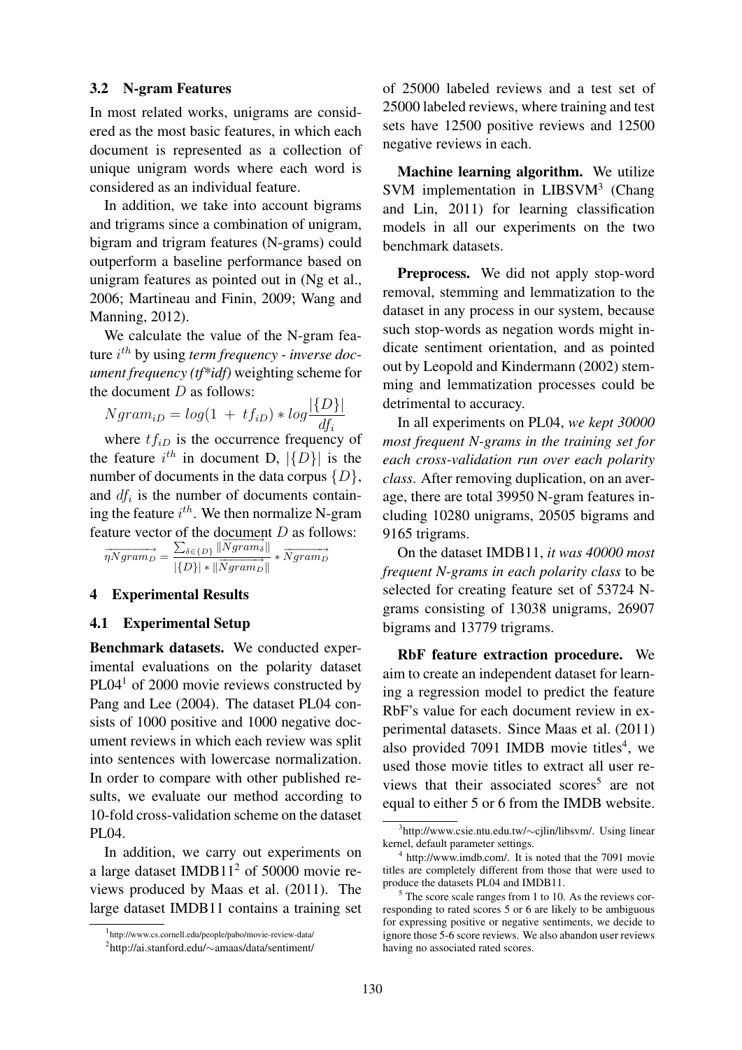### 3.2 N-gram Features

In most related works, unigrams are considered as the most basic features, in which each document is represented as a collection of unique unigram words where each word is considered as an individual feature.

In addition, we take into account bigrams and trigrams since a combination of unigram, bigram and trigram features (N-grams) could outperform a baseline performance based on unigram features as pointed out in (Ng et al., 2006; Martineau and Finin, 2009; Wang and Manning, 2012).

We calculate the value of the N-gram feature $i^{th}$ by using *term frequency - inverse document frequency (tf\*idf)* weighting scheme for the document $D$ as follows:

$$Ngram_{iD} = log(1 + tf_{iD}) * log\frac{|\{D\}|}{df_i}$$

where $tf_{iD}$ is the occurrence frequency of the feature $i^{th}$ in document D, $|\{D\}|$ is the number of documents in the data corpus $\{D\}$, and $df_i$ is the number of documents containing the feature $i^{th}$. We then normalize N-gram feature vector of the document $D$ as follows:

$$\overrightarrow{\eta Ngram_D} = \frac{\sum_{\delta \in \{D\}} \|\overrightarrow{Ngram_\delta}\|}{|\{D\}| * \|\overrightarrow{Ngram_D}\|} * \overrightarrow{Ngram_D}$$

## 4 Experimental Results

### 4.1 Experimental Setup

**Benchmark datasets.** We conducted experimental evaluations on the polarity dataset PL04[1] of 2000 movie reviews constructed by Pang and Lee (2004). The dataset PL04 consists of 1000 positive and 1000 negative document reviews in which each review was split into sentences with lowercase normalization. In order to compare with other published results, we evaluate our method according to 10-fold cross-validation scheme on the dataset PL04.

In addition, we carry out experiments on a large dataset IMDB11[2] of 50000 movie reviews produced by Maas et al. (2011). The large dataset IMDB11 contains a training set of 25000 labeled reviews and a test set of 25000 labeled reviews, where training and test sets have 12500 positive reviews and 12500 negative reviews in each.

**Machine learning algorithm.** We utilize SVM implementation in LIBSVM[3] (Chang and Lin, 2011) for learning classification models in all our experiments on the two benchmark datasets.

**Preprocess.** We did not apply stop-word removal, stemming and lemmatization to the dataset in any process in our system, because such stop-words as negation words might indicate sentiment orientation, and as pointed out by Leopold and Kindermann (2002) stemming and lemmatization processes could be detrimental to accuracy.

In all experiments on PL04, *we kept 30000 most frequent N-grams in the training set for each cross-validation run over each polarity class*. After removing duplication, on an average, there are total 39950 N-gram features including 10280 unigrams, 20505 bigrams and 9165 trigrams.

On the dataset IMDB11, *it was 40000 most frequent N-grams in each polarity class* to be selected for creating feature set of 53724 N-grams consisting of 13038 unigrams, 26907 bigrams and 13779 trigrams.

**RbF feature extraction procedure.** We aim to create an independent dataset for learning a regression model to predict the feature RbF's value for each document review in experimental datasets. Since Maas et al. (2011) also provided 7091 IMDB movie titles[4], we used those movie titles to extract all user reviews that their associated scores[5] are not equal to either 5 or 6 from the IMDB website.

[1] http://www.cs.cornell.edu/people/pabo/movie-review-data/

[2] http://ai.stanford.edu/∼amaas/data/sentiment/

[3] http://www.csie.ntu.edu.tw/∼cjlin/libsvm/. Using linear kernel, default parameter settings.

[4] http://www.imdb.com/. It is noted that the 7091 movie titles are completely different from those that were used to produce the datasets PL04 and IMDB11.

[5] The score scale ranges from 1 to 10. As the reviews corresponding to rated scores 5 or 6 are likely to be ambiguous for expressing positive or negative sentiments, we decide to ignore those 5-6 score reviews. We also abandon user reviews having no associated rated scores.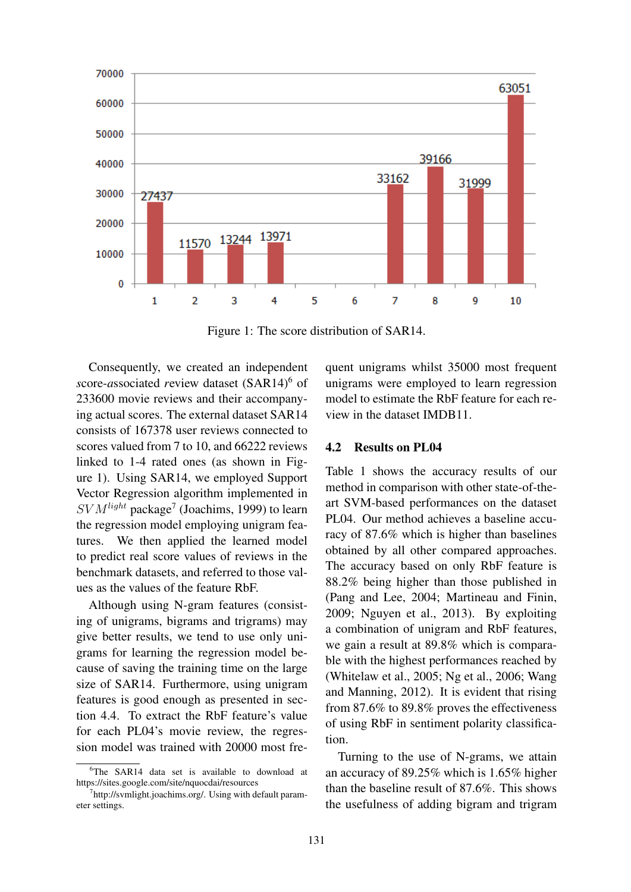Figure 1: The score distribution of SAR14.

Consequently, we created an independent *s*core-*a*ssociated *r*eview dataset (SAR14)[6] of 233600 movie reviews and their accompanying actual scores. The external dataset SAR14 consists of 167378 user reviews connected to scores valued from 7 to 10, and 66222 reviews linked to 1-4 rated ones (as shown in Figure 1). Using SAR14, we employed Support Vector Regression algorithm implemented in $SVM^{light}$ package[7] (Joachims, 1999) to learn the regression model employing unigram features. We then applied the learned model to predict real score values of reviews in the benchmark datasets, and referred to those values as the values of the feature RbF.

Although using N-gram features (consisting of unigrams, bigrams and trigrams) may give better results, we tend to use only unigrams for learning the regression model because of saving the training time on the large size of SAR14. Furthermore, using unigram features is good enough as presented in section 4.4. To extract the RbF feature's value for each PL04's movie review, the regression model was trained with 20000 most frequent unigrams whilst 35000 most frequent unigrams were employed to learn regression model to estimate the RbF feature for each review in the dataset IMDB11.

## 4.2 Results on PL04

Table 1 shows the accuracy results of our method in comparison with other state-of-the-art SVM-based performances on the dataset PL04. Our method achieves a baseline accuracy of 87.6% which is higher than baselines obtained by all other compared approaches. The accuracy based on only RbF feature is 88.2% being higher than those published in (Pang and Lee, 2004; Martineau and Finin, 2009; Nguyen et al., 2013). By exploiting a combination of unigram and RbF features, we gain a result at 89.8% which is comparable with the highest performances reached by (Whitelaw et al., 2005; Ng et al., 2006; Wang and Manning, 2012). It is evident that rising from 87.6% to 89.8% proves the effectiveness of using RbF in sentiment polarity classification.

Turning to the use of N-grams, we attain an accuracy of 89.25% which is 1.65% higher than the baseline result of 87.6%. This shows the usefulness of adding bigram and trigram

[6]The SAR14 data set is available to download at https://sites.google.com/site/nquocdai/resources

[7]http://svmlight.joachims.org/. Using with default parameter settings.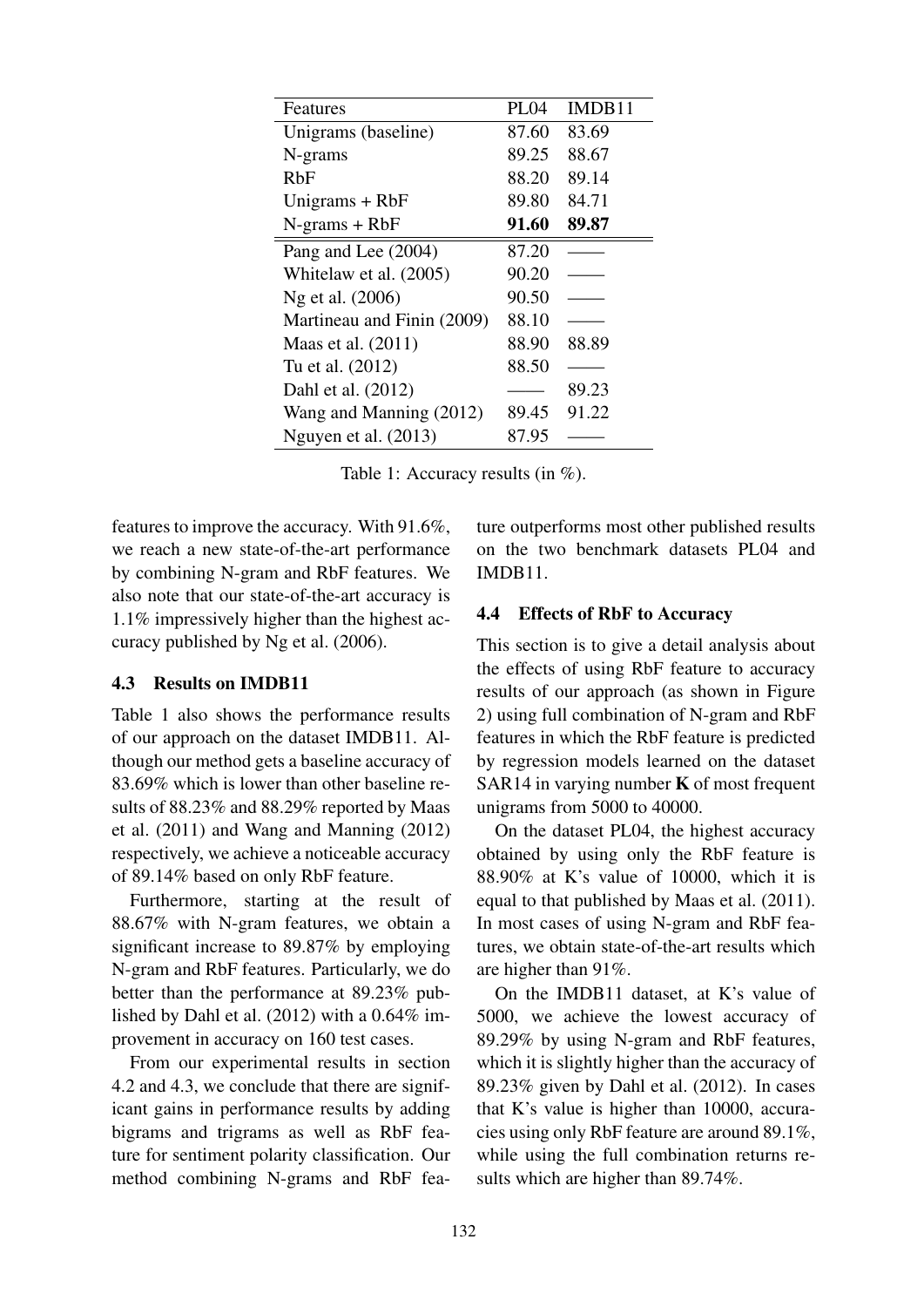| Features | PL04 | IMDB11 |
|---|---|---|
| Unigrams (baseline) | 87.60 | 83.69 |
| N-grams | 89.25 | 88.67 |
| RbF | 88.20 | 89.14 |
| Unigrams + RbF | 89.80 | 84.71 |
| N-grams + RbF | **91.60** | **89.87** |
| Pang and Lee (2004) | 87.20 | —— |
| Whitelaw et al. (2005) | 90.20 | —— |
| Ng et al. (2006) | 90.50 | —— |
| Martineau and Finin (2009) | 88.10 | —— |
| Maas et al. (2011) | 88.90 | 88.89 |
| Tu et al. (2012) | 88.50 | —— |
| Dahl et al. (2012) | —— | 89.23 |
| Wang and Manning (2012) | 89.45 | 91.22 |
| Nguyen et al. (2013) | 87.95 | —— |

Table 1: Accuracy results (in %).

features to improve the accuracy. With 91.6%, we reach a new state-of-the-art performance by combining N-gram and RbF features. We also note that our state-of-the-art accuracy is 1.1% impressively higher than the highest accuracy published by Ng et al. (2006).

### 4.3 Results on IMDB11

Table 1 also shows the performance results of our approach on the dataset IMDB11. Although our method gets a baseline accuracy of 83.69% which is lower than other baseline results of 88.23% and 88.29% reported by Maas et al. (2011) and Wang and Manning (2012) respectively, we achieve a noticeable accuracy of 89.14% based on only RbF feature.

Furthermore, starting at the result of 88.67% with N-gram features, we obtain a significant increase to 89.87% by employing N-gram and RbF features. Particularly, we do better than the performance at 89.23% published by Dahl et al. (2012) with a 0.64% improvement in accuracy on 160 test cases.

From our experimental results in section 4.2 and 4.3, we conclude that there are significant gains in performance results by adding bigrams and trigrams as well as RbF feature for sentiment polarity classification. Our method combining N-grams and RbF feature outperforms most other published results on the two benchmark datasets PL04 and IMDB11.

### 4.4 Effects of RbF to Accuracy

This section is to give a detail analysis about the effects of using RbF feature to accuracy results of our approach (as shown in Figure 2) using full combination of N-gram and RbF features in which the RbF feature is predicted by regression models learned on the dataset SAR14 in varying number **K** of most frequent unigrams from 5000 to 40000.

On the dataset PL04, the highest accuracy obtained by using only the RbF feature is 88.90% at K's value of 10000, which it is equal to that published by Maas et al. (2011). In most cases of using N-gram and RbF features, we obtain state-of-the-art results which are higher than 91%.

On the IMDB11 dataset, at K's value of 5000, we achieve the lowest accuracy of 89.29% by using N-gram and RbF features, which it is slightly higher than the accuracy of 89.23% given by Dahl et al. (2012). In cases that K's value is higher than 10000, accuracies using only RbF feature are around 89.1%, while using the full combination returns results which are higher than 89.74%.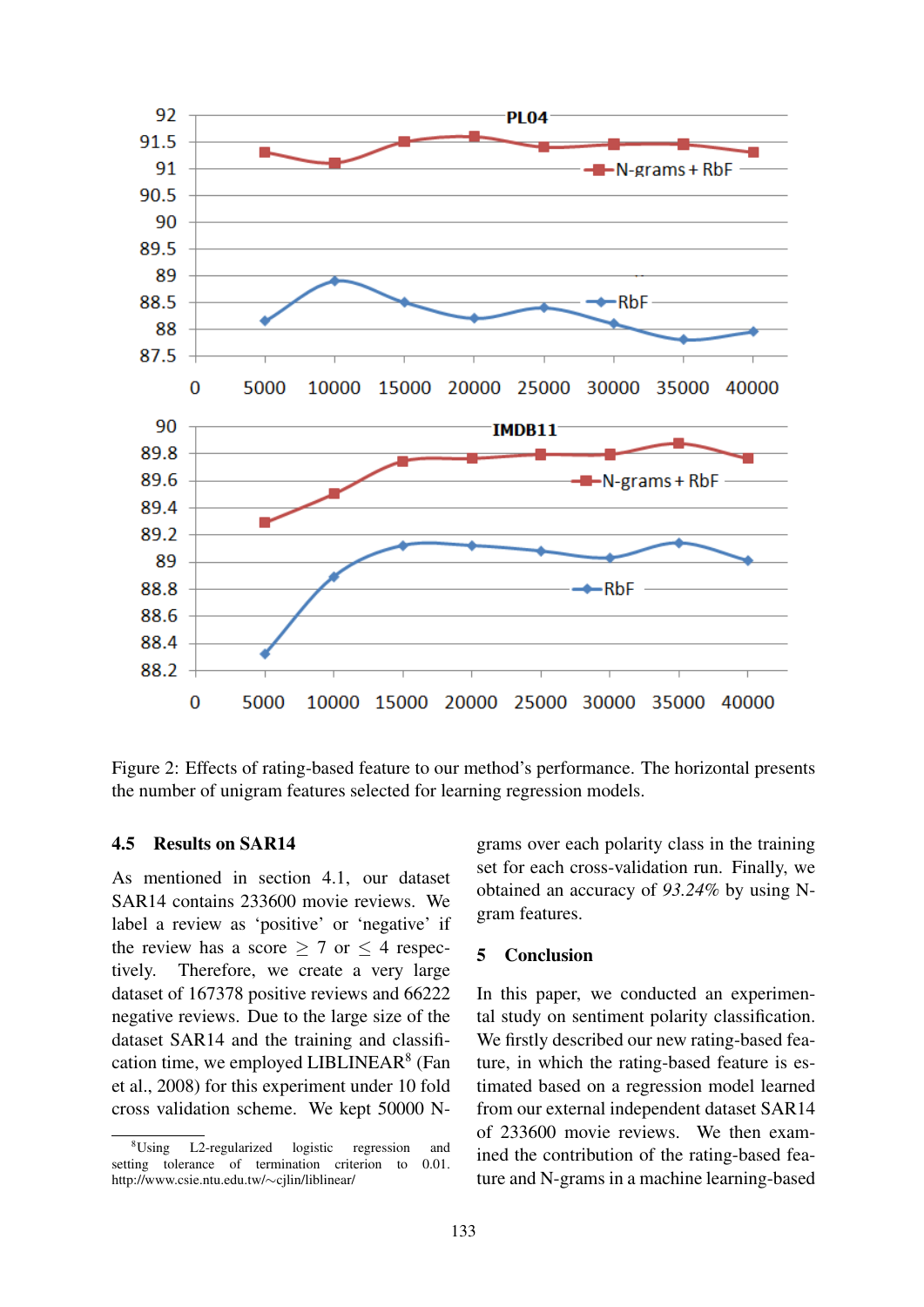Figure 2: Effects of rating-based feature to our method's performance. The horizontal presents the number of unigram features selected for learning regression models.

### 4.5 Results on SAR14

As mentioned in section 4.1, our dataset SAR14 contains 233600 movie reviews. We label a review as 'positive' or 'negative' if the review has a score $\geq 7$ or $\leq 4$ respectively. Therefore, we create a very large dataset of 167378 positive reviews and 66222 negative reviews. Due to the large size of the dataset SAR14 and the training and classification time, we employed LIBLINEAR[8] (Fan et al., 2008) for this experiment under 10 fold cross validation scheme. We kept 50000 N-grams over each polarity class in the training set for each cross-validation run. Finally, we obtained an accuracy of *93.24%* by using N-gram features.

[8] Using L2-regularized logistic regression and setting tolerance of termination criterion to 0.01. http://www.csie.ntu.edu.tw/~cjlin/liblinear/

## 5 Conclusion

In this paper, we conducted an experimental study on sentiment polarity classification. We firstly described our new rating-based feature, in which the rating-based feature is estimated based on a regression model learned from our external independent dataset SAR14 of 233600 movie reviews. We then examined the contribution of the rating-based feature and N-grams in a machine learning-based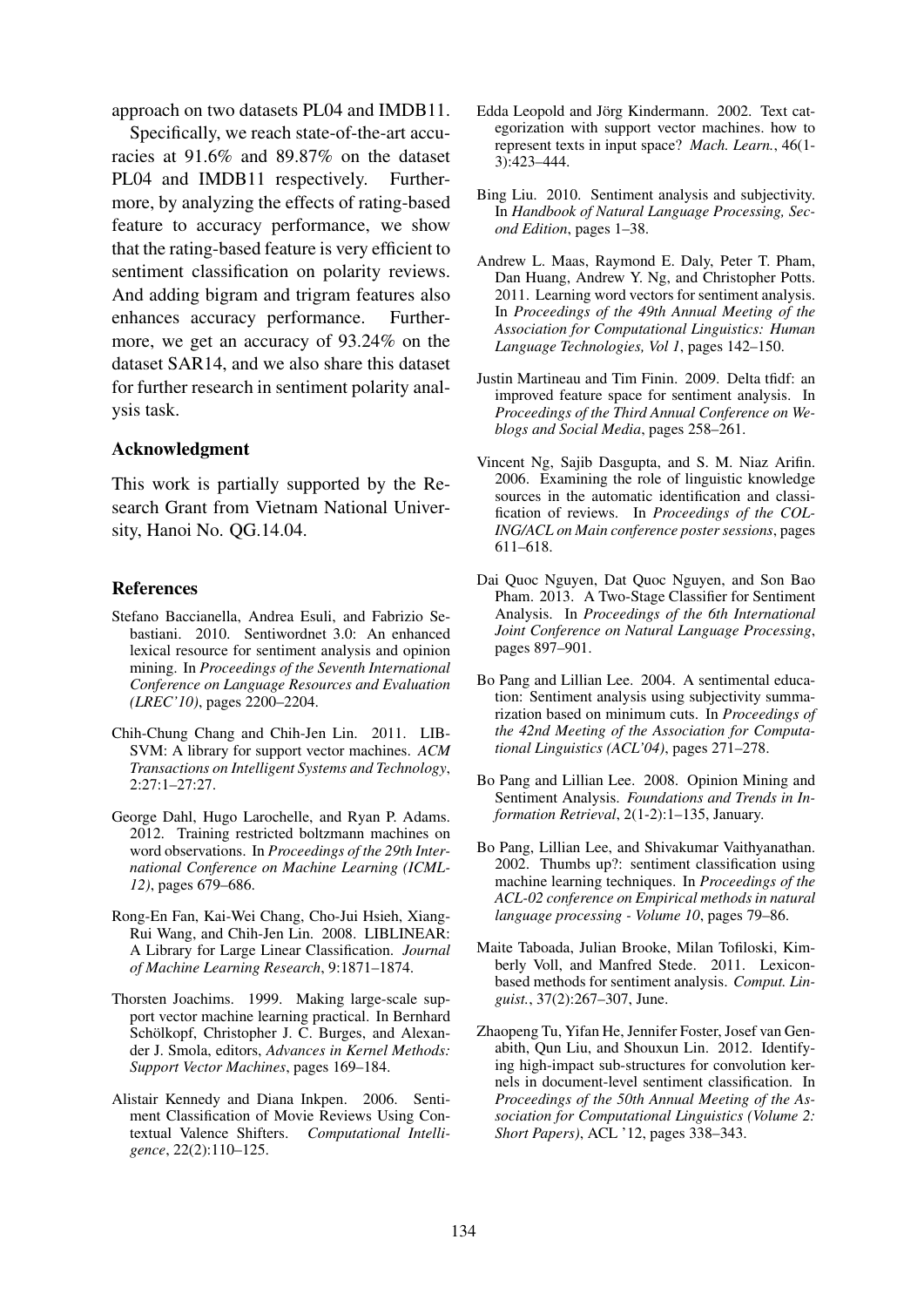approach on two datasets PL04 and IMDB11.

Specifically, we reach state-of-the-art accuracies at 91.6% and 89.87% on the dataset PL04 and IMDB11 respectively. Furthermore, by analyzing the effects of rating-based feature to accuracy performance, we show that the rating-based feature is very efficient to sentiment classification on polarity reviews. And adding bigram and trigram features also enhances accuracy performance. Furthermore, we get an accuracy of 93.24% on the dataset SAR14, and we also share this dataset for further research in sentiment polarity analysis task.

## Acknowledgment

This work is partially supported by the Research Grant from Vietnam National University, Hanoi No. QG.14.04.

## References

Stefano Baccianella, Andrea Esuli, and Fabrizio Sebastiani. 2010. Sentiwordnet 3.0: An enhanced lexical resource for sentiment analysis and opinion mining. In *Proceedings of the Seventh International Conference on Language Resources and Evaluation (LREC'10)*, pages 2200–2204.

Chih-Chung Chang and Chih-Jen Lin. 2011. LIBSVM: A library for support vector machines. *ACM Transactions on Intelligent Systems and Technology*, 2:27:1–27:27.

George Dahl, Hugo Larochelle, and Ryan P. Adams. 2012. Training restricted boltzmann machines on word observations. In *Proceedings of the 29th International Conference on Machine Learning (ICML-12)*, pages 679–686.

Rong-En Fan, Kai-Wei Chang, Cho-Jui Hsieh, Xiang-Rui Wang, and Chih-Jen Lin. 2008. LIBLINEAR: A Library for Large Linear Classification. *Journal of Machine Learning Research*, 9:1871–1874.

Thorsten Joachims. 1999. Making large-scale support vector machine learning practical. In Bernhard Schölkopf, Christopher J. C. Burges, and Alexander J. Smola, editors, *Advances in Kernel Methods: Support Vector Machines*, pages 169–184.

Alistair Kennedy and Diana Inkpen. 2006. Sentiment Classification of Movie Reviews Using Contextual Valence Shifters. *Computational Intelligence*, 22(2):110–125.

Edda Leopold and Jörg Kindermann. 2002. Text categorization with support vector machines. how to represent texts in input space? *Mach. Learn.*, 46(1-3):423–444.

Bing Liu. 2010. Sentiment analysis and subjectivity. In *Handbook of Natural Language Processing, Second Edition*, pages 1–38.

Andrew L. Maas, Raymond E. Daly, Peter T. Pham, Dan Huang, Andrew Y. Ng, and Christopher Potts. 2011. Learning word vectors for sentiment analysis. In *Proceedings of the 49th Annual Meeting of the Association for Computational Linguistics: Human Language Technologies, Vol 1*, pages 142–150.

Justin Martineau and Tim Finin. 2009. Delta tfidf: an improved feature space for sentiment analysis. In *Proceedings of the Third Annual Conference on Weblogs and Social Media*, pages 258–261.

Vincent Ng, Sajib Dasgupta, and S. M. Niaz Arifin. 2006. Examining the role of linguistic knowledge sources in the automatic identification and classification of reviews. In *Proceedings of the COLING/ACL on Main conference poster sessions*, pages 611–618.

Dai Quoc Nguyen, Dat Quoc Nguyen, and Son Bao Pham. 2013. A Two-Stage Classifier for Sentiment Analysis. In *Proceedings of the 6th International Joint Conference on Natural Language Processing*, pages 897–901.

Bo Pang and Lillian Lee. 2004. A sentimental education: Sentiment analysis using subjectivity summarization based on minimum cuts. In *Proceedings of the 42nd Meeting of the Association for Computational Linguistics (ACL'04)*, pages 271–278.

Bo Pang and Lillian Lee. 2008. Opinion Mining and Sentiment Analysis. *Foundations and Trends in Information Retrieval*, 2(1-2):1–135, January.

Bo Pang, Lillian Lee, and Shivakumar Vaithyanathan. 2002. Thumbs up?: sentiment classification using machine learning techniques. In *Proceedings of the ACL-02 conference on Empirical methods in natural language processing - Volume 10*, pages 79–86.

Maite Taboada, Julian Brooke, Milan Tofiloski, Kimberly Voll, and Manfred Stede. 2011. Lexicon-based methods for sentiment analysis. *Comput. Linguist.*, 37(2):267–307, June.

Zhaopeng Tu, Yifan He, Jennifer Foster, Josef van Genabith, Qun Liu, and Shouxun Lin. 2012. Identifying high-impact sub-structures for convolution kernels in document-level sentiment classification. In *Proceedings of the 50th Annual Meeting of the Association for Computational Linguistics (Volume 2: Short Papers)*, ACL '12, pages 338–343.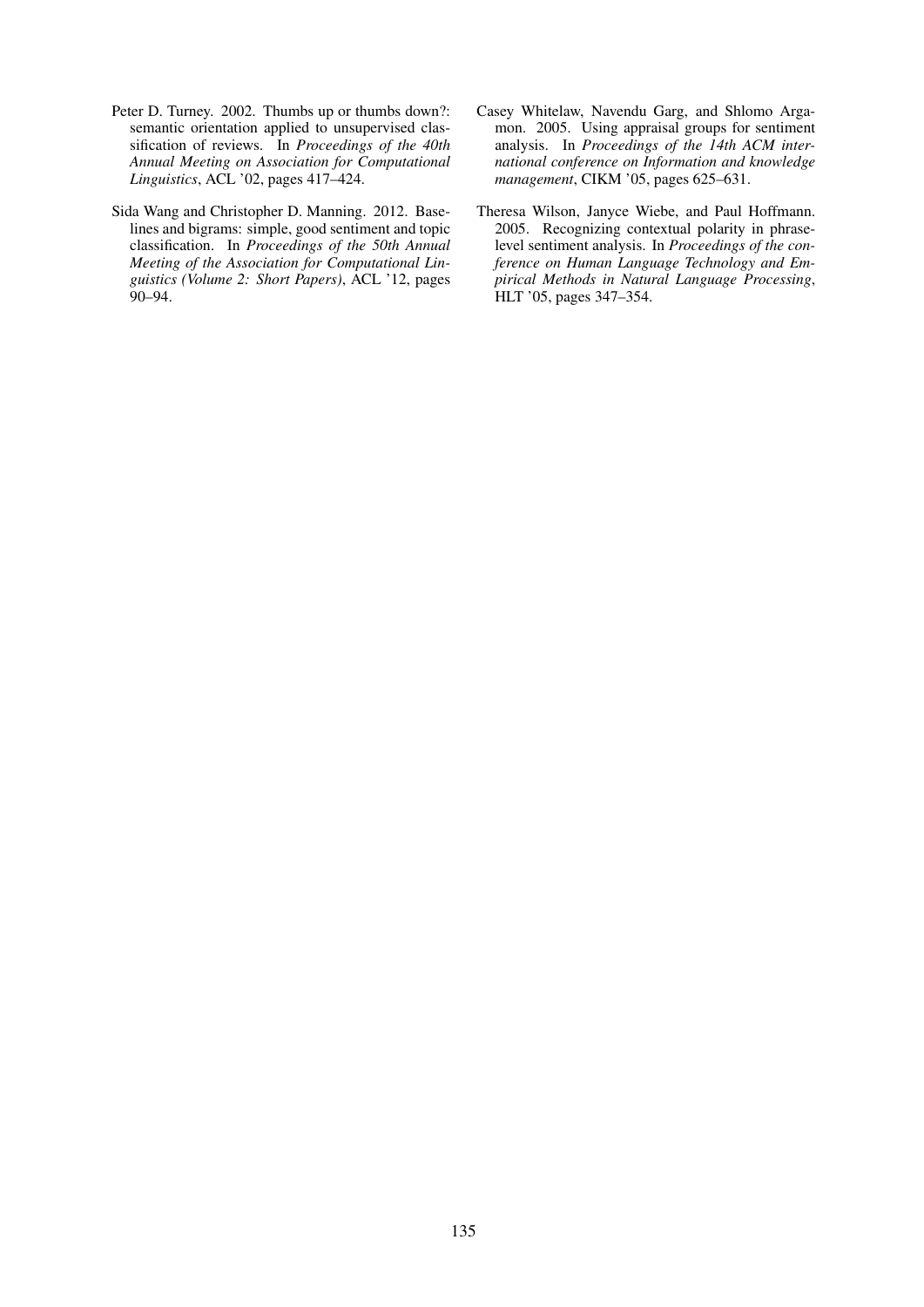Peter D. Turney. 2002. Thumbs up or thumbs down?: semantic orientation applied to unsupervised classification of reviews. In *Proceedings of the 40th Annual Meeting on Association for Computational Linguistics*, ACL '02, pages 417–424.

Sida Wang and Christopher D. Manning. 2012. Baselines and bigrams: simple, good sentiment and topic classification. In *Proceedings of the 50th Annual Meeting of the Association for Computational Linguistics (Volume 2: Short Papers)*, ACL '12, pages 90–94.

Casey Whitelaw, Navendu Garg, and Shlomo Argamon. 2005. Using appraisal groups for sentiment analysis. In *Proceedings of the 14th ACM international conference on Information and knowledge management*, CIKM '05, pages 625–631.

Theresa Wilson, Janyce Wiebe, and Paul Hoffmann. 2005. Recognizing contextual polarity in phrase-level sentiment analysis. In *Proceedings of the conference on Human Language Technology and Empirical Methods in Natural Language Processing*, HLT '05, pages 347–354.